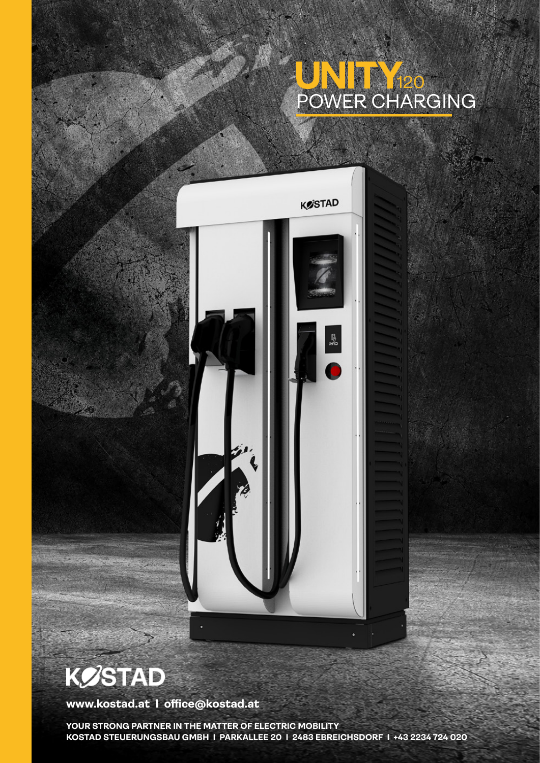# UNITY120
## POWER CHARGING

KOSTAD

**www.kostad.at I office@kostad.at**

**YOUR STRONG PARTNER IN THE MATTER OF ELECTRIC MOBILITY**
**KOSTAD STEUERUNGSBAU GMBH I PARKALLEE 20 I 2483 EBREICHSDORF I +43 2234 724 020**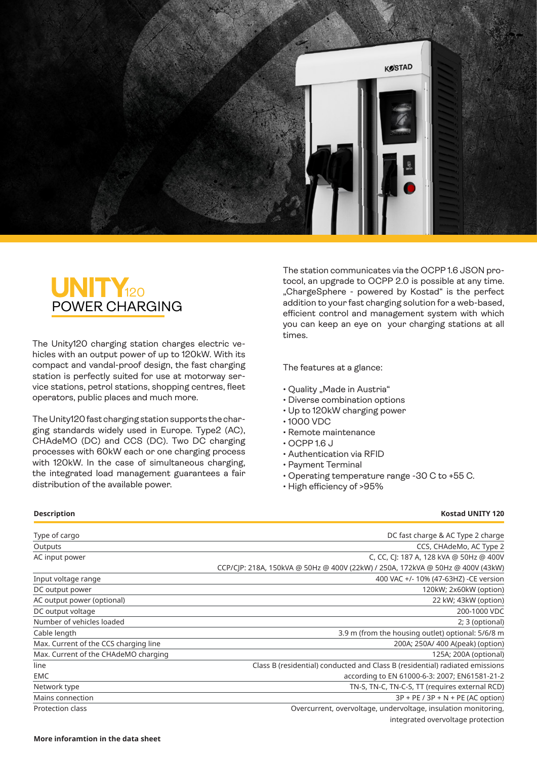# UNITY120
## POWER CHARGING

The Unity120 charging station charges electric vehicles with an output power of up to 120kW. With its compact and vandal-proof design, the fast charging station is perfectly suited for use at motorway service stations, petrol stations, shopping centres, fleet operators, public places and much more.

The Unity120 fast charging station supports the charging standards widely used in Europe. Type2 (AC), CHAdeMO (DC) and CCS (DC). Two DC charging processes with 60kW each or one charging process with 120kW. In the case of simultaneous charging, the integrated load management guarantees a fair distribution of the available power.

The station communicates via the OCPP 1.6 JSON protocol, an upgrade to OCPP 2.0 is possible at any time. „ChargeSphere - powered by Kostad" is the perfect addition to your fast charging solution for a web-based, efficient control and management system with which you can keep an eye on your charging stations at all times.

The features at a glance:

- Quality „Made in Austria"
- Diverse combination options
- Up to 120kW charging power
- 1000 VDC
- Remote maintenance
- OCPP 1.6 J
- Authentication via RFID
- Payment Terminal
- Operating temperature range -30 C to +55 C.
- High efficiency of >95%

| **Description** | **Kostad UNITY 120** |
|---|---|
| Type of cargo | DC fast charge & AC Type 2 charge |
| Outputs | CCS, CHAdeMo, AC Type 2 |
| AC input power | C, CC, CJ: 187 A, 128 kVA @ 50Hz @ 400V<br>CCP/CJP: 218A, 150kVA @ 50Hz @ 400V (22kW) / 250A, 172kVA @ 50Hz @ 400V (43kW) |
| Input voltage range | 400 VAC +/- 10% (47-63HZ) -CE version |
| DC output power | 120kW; 2x60kW (option) |
| AC output power (optional) | 22 kW; 43kW (option) |
| DC output voltage | 200-1000 VDC |
| Number of vehicles loaded | 2; 3 (optional) |
| Cable length | 3.9 m (from the housing outlet) optional: 5/6/8 m |
| Max. Current of the CCS charging line | 200A; 250A/ 400 A(peak) (option) |
| Max. Current of the CHAdeMO charging | 125A; 200A (optional) |
| line | Class B (residential) conducted and Class B (residential) radiated emissions |
| EMC | according to EN 61000-6-3: 2007; EN61581-21-2 |
| Network type | TN-S, TN-C, TN-C-S, TT (requires external RCD) |
| Mains connection | 3P + PE / 3P + N + PE (AC option) |
| Protection class | Overcurrent, overvoltage, undervoltage, insulation monitoring, integrated overvoltage protection |

**More inforamtion in the data sheet**